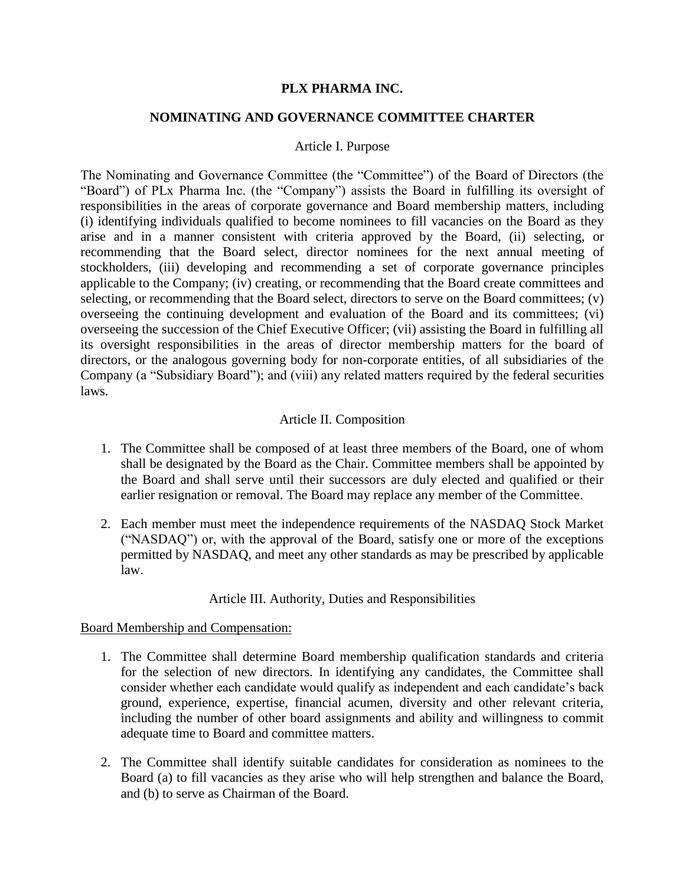# PLX PHARMA INC.

## NOMINATING AND GOVERNANCE COMMITTEE CHARTER

### Article I. Purpose

The Nominating and Governance Committee (the "Committee") of the Board of Directors (the "Board") of PLx Pharma Inc. (the "Company") assists the Board in fulfilling its oversight of responsibilities in the areas of corporate governance and Board membership matters, including (i) identifying individuals qualified to become nominees to fill vacancies on the Board as they arise and in a manner consistent with criteria approved by the Board, (ii) selecting, or recommending that the Board select, director nominees for the next annual meeting of stockholders, (iii) developing and recommending a set of corporate governance principles applicable to the Company; (iv) creating, or recommending that the Board create committees and selecting, or recommending that the Board select, directors to serve on the Board committees; (v) overseeing the continuing development and evaluation of the Board and its committees; (vi) overseeing the succession of the Chief Executive Officer; (vii) assisting the Board in fulfilling all its oversight responsibilities in the areas of director membership matters for the board of directors, or the analogous governing body for non-corporate entities, of all subsidiaries of the Company (a "Subsidiary Board"); and (viii) any related matters required by the federal securities laws.

### Article II. Composition

1. The Committee shall be composed of at least three members of the Board, one of whom shall be designated by the Board as the Chair. Committee members shall be appointed by the Board and shall serve until their successors are duly elected and qualified or their earlier resignation or removal. The Board may replace any member of the Committee.

2. Each member must meet the independence requirements of the NASDAQ Stock Market ("NASDAQ") or, with the approval of the Board, satisfy one or more of the exceptions permitted by NASDAQ, and meet any other standards as may be prescribed by applicable law.

### Article III. Authority, Duties and Responsibilities

Board Membership and Compensation:

1. The Committee shall determine Board membership qualification standards and criteria for the selection of new directors. In identifying any candidates, the Committee shall consider whether each candidate would qualify as independent and each candidate's back ground, experience, expertise, financial acumen, diversity and other relevant criteria, including the number of other board assignments and ability and willingness to commit adequate time to Board and committee matters.

2. The Committee shall identify suitable candidates for consideration as nominees to the Board (a) to fill vacancies as they arise who will help strengthen and balance the Board, and (b) to serve as Chairman of the Board.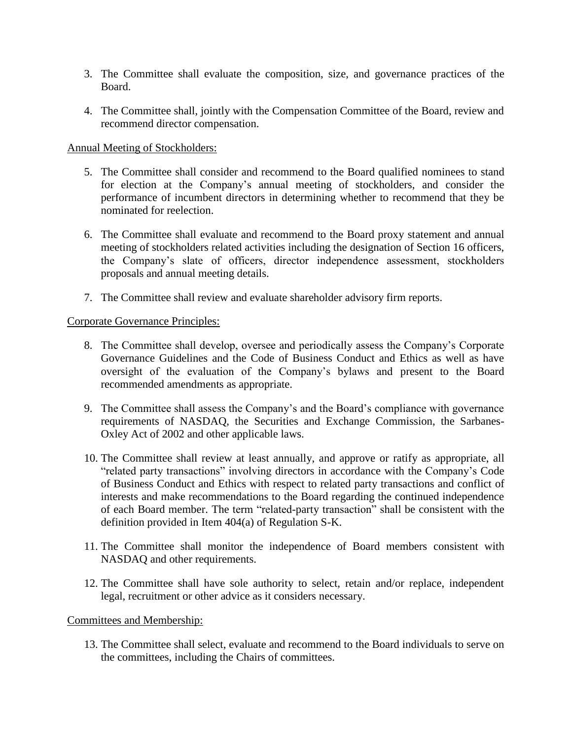3. The Committee shall evaluate the composition, size, and governance practices of the Board.

4. The Committee shall, jointly with the Compensation Committee of the Board, review and recommend director compensation.

Annual Meeting of Stockholders:

5. The Committee shall consider and recommend to the Board qualified nominees to stand for election at the Company's annual meeting of stockholders, and consider the performance of incumbent directors in determining whether to recommend that they be nominated for reelection.

6. The Committee shall evaluate and recommend to the Board proxy statement and annual meeting of stockholders related activities including the designation of Section 16 officers, the Company's slate of officers, director independence assessment, stockholders proposals and annual meeting details.

7. The Committee shall review and evaluate shareholder advisory firm reports.

Corporate Governance Principles:

8. The Committee shall develop, oversee and periodically assess the Company's Corporate Governance Guidelines and the Code of Business Conduct and Ethics as well as have oversight of the evaluation of the Company's bylaws and present to the Board recommended amendments as appropriate.

9. The Committee shall assess the Company's and the Board's compliance with governance requirements of NASDAQ, the Securities and Exchange Commission, the Sarbanes-Oxley Act of 2002 and other applicable laws.

10. The Committee shall review at least annually, and approve or ratify as appropriate, all "related party transactions" involving directors in accordance with the Company's Code of Business Conduct and Ethics with respect to related party transactions and conflict of interests and make recommendations to the Board regarding the continued independence of each Board member. The term "related-party transaction" shall be consistent with the definition provided in Item 404(a) of Regulation S-K.

11. The Committee shall monitor the independence of Board members consistent with NASDAQ and other requirements.

12. The Committee shall have sole authority to select, retain and/or replace, independent legal, recruitment or other advice as it considers necessary.

Committees and Membership:

13. The Committee shall select, evaluate and recommend to the Board individuals to serve on the committees, including the Chairs of committees.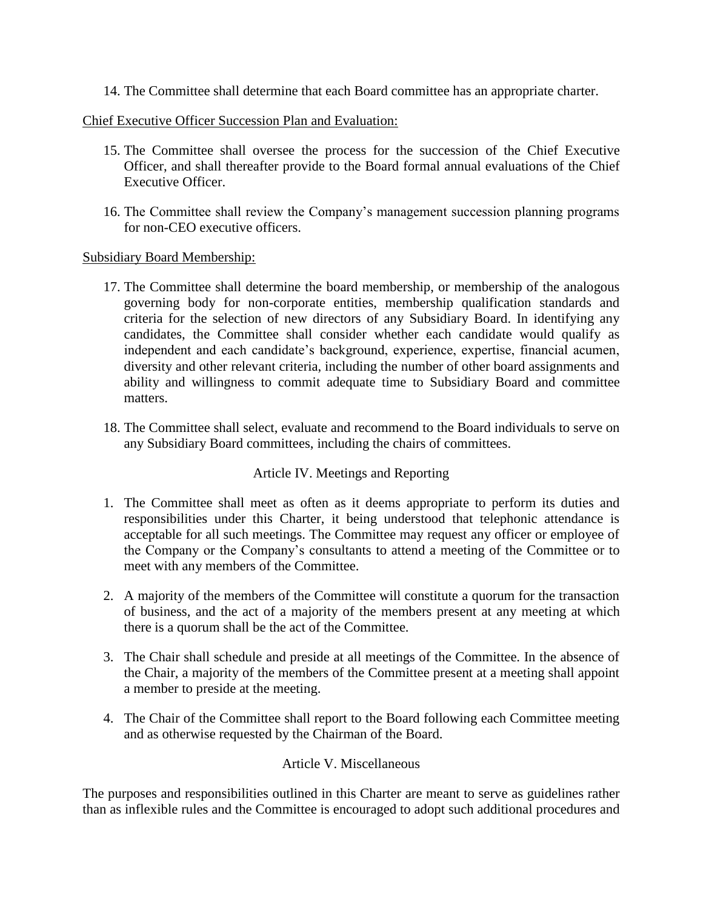14. The Committee shall determine that each Board committee has an appropriate charter.

Chief Executive Officer Succession Plan and Evaluation:

15. The Committee shall oversee the process for the succession of the Chief Executive Officer, and shall thereafter provide to the Board formal annual evaluations of the Chief Executive Officer.

16. The Committee shall review the Company's management succession planning programs for non-CEO executive officers.

Subsidiary Board Membership:

17. The Committee shall determine the board membership, or membership of the analogous governing body for non-corporate entities, membership qualification standards and criteria for the selection of new directors of any Subsidiary Board. In identifying any candidates, the Committee shall consider whether each candidate would qualify as independent and each candidate's background, experience, expertise, financial acumen, diversity and other relevant criteria, including the number of other board assignments and ability and willingness to commit adequate time to Subsidiary Board and committee matters.

18. The Committee shall select, evaluate and recommend to the Board individuals to serve on any Subsidiary Board committees, including the chairs of committees.

## Article IV. Meetings and Reporting

1. The Committee shall meet as often as it deems appropriate to perform its duties and responsibilities under this Charter, it being understood that telephonic attendance is acceptable for all such meetings. The Committee may request any officer or employee of the Company or the Company's consultants to attend a meeting of the Committee or to meet with any members of the Committee.

2. A majority of the members of the Committee will constitute a quorum for the transaction of business, and the act of a majority of the members present at any meeting at which there is a quorum shall be the act of the Committee.

3. The Chair shall schedule and preside at all meetings of the Committee. In the absence of the Chair, a majority of the members of the Committee present at a meeting shall appoint a member to preside at the meeting.

4. The Chair of the Committee shall report to the Board following each Committee meeting and as otherwise requested by the Chairman of the Board.

## Article V. Miscellaneous

The purposes and responsibilities outlined in this Charter are meant to serve as guidelines rather than as inflexible rules and the Committee is encouraged to adopt such additional procedures and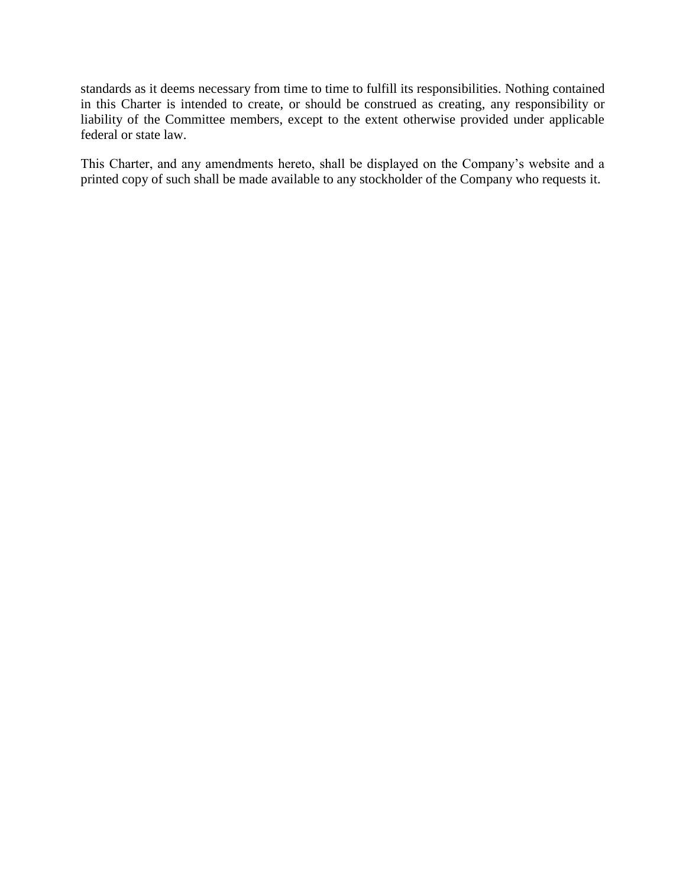standards as it deems necessary from time to time to fulfill its responsibilities. Nothing contained in this Charter is intended to create, or should be construed as creating, any responsibility or liability of the Committee members, except to the extent otherwise provided under applicable federal or state law.

This Charter, and any amendments hereto, shall be displayed on the Company's website and a printed copy of such shall be made available to any stockholder of the Company who requests it.